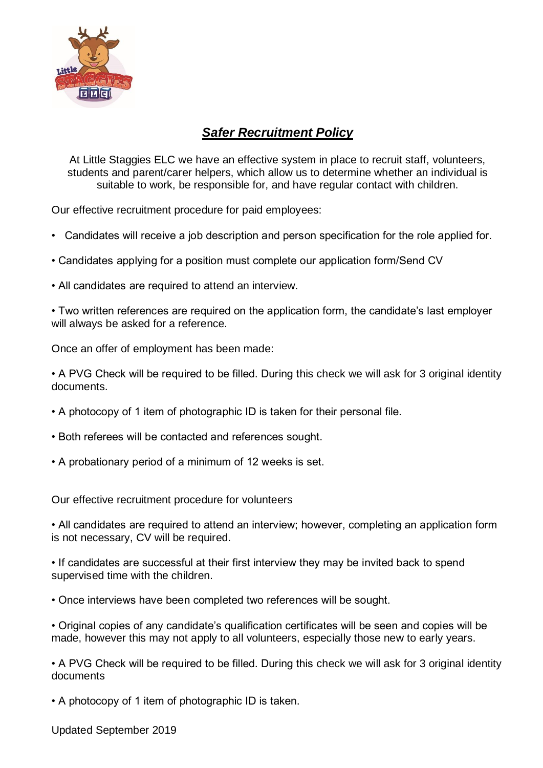# ***Safer Recruitment Policy***

At Little Staggies ELC we have an effective system in place to recruit staff, volunteers, students and parent/carer helpers, which allow us to determine whether an individual is suitable to work, be responsible for, and have regular contact with children.

Our effective recruitment procedure for paid employees:

- Candidates will receive a job description and person specification for the role applied for.
- Candidates applying for a position must complete our application form/Send CV
- All candidates are required to attend an interview.
- Two written references are required on the application form, the candidate's last employer will always be asked for a reference.

Once an offer of employment has been made:

- A PVG Check will be required to be filled. During this check we will ask for 3 original identity documents.
- A photocopy of 1 item of photographic ID is taken for their personal file.
- Both referees will be contacted and references sought.
- A probationary period of a minimum of 12 weeks is set.

Our effective recruitment procedure for volunteers

- All candidates are required to attend an interview; however, completing an application form is not necessary, CV will be required.
- If candidates are successful at their first interview they may be invited back to spend supervised time with the children.
- Once interviews have been completed two references will be sought.
- Original copies of any candidate's qualification certificates will be seen and copies will be made, however this may not apply to all volunteers, especially those new to early years.
- A PVG Check will be required to be filled. During this check we will ask for 3 original identity documents
- A photocopy of 1 item of photographic ID is taken.

Updated September 2019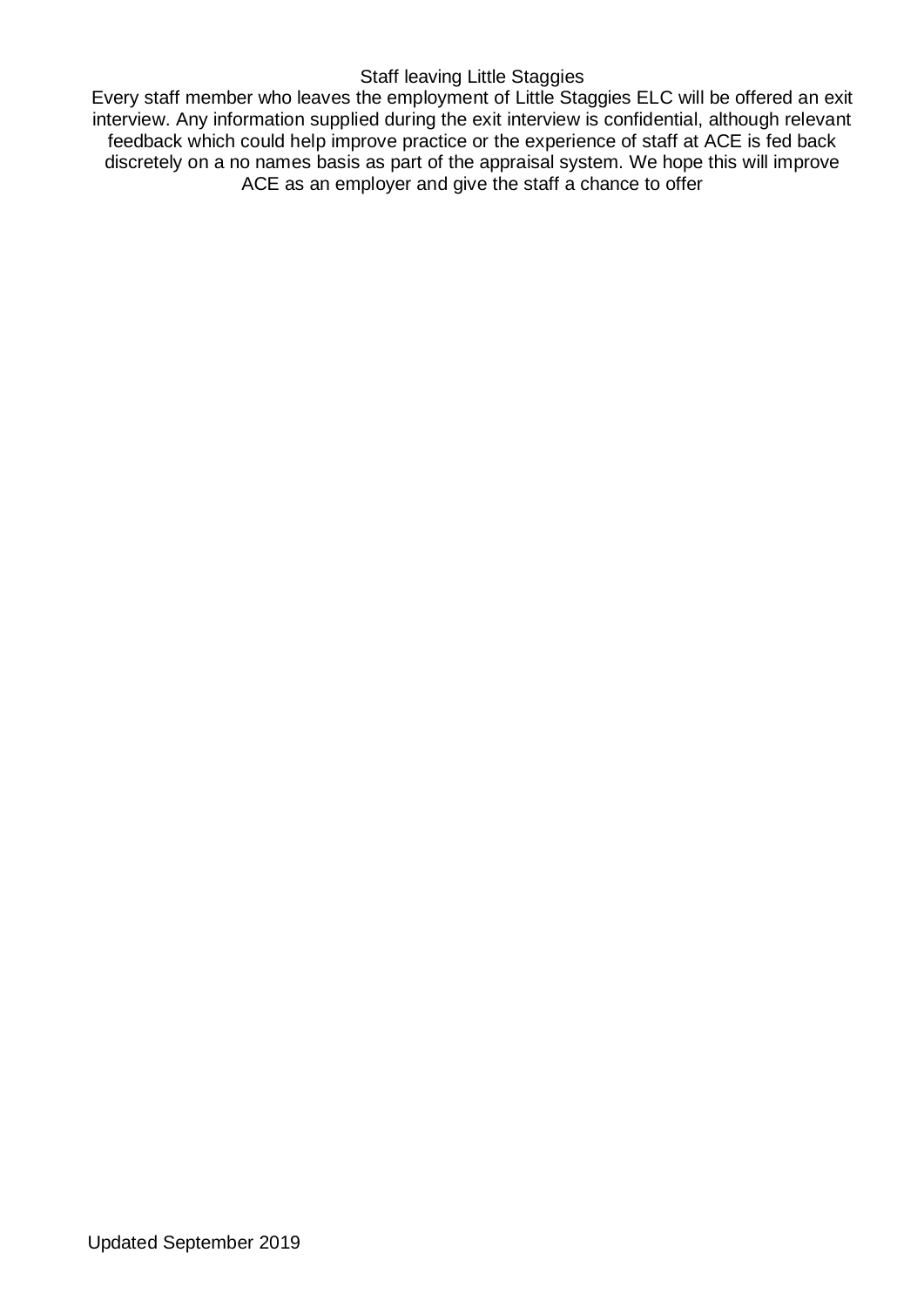Staff leaving Little Staggies

Every staff member who leaves the employment of Little Staggies ELC will be offered an exit interview. Any information supplied during the exit interview is confidential, although relevant feedback which could help improve practice or the experience of staff at ACE is fed back discretely on a no names basis as part of the appraisal system. We hope this will improve ACE as an employer and give the staff a chance to offer

Updated September 2019